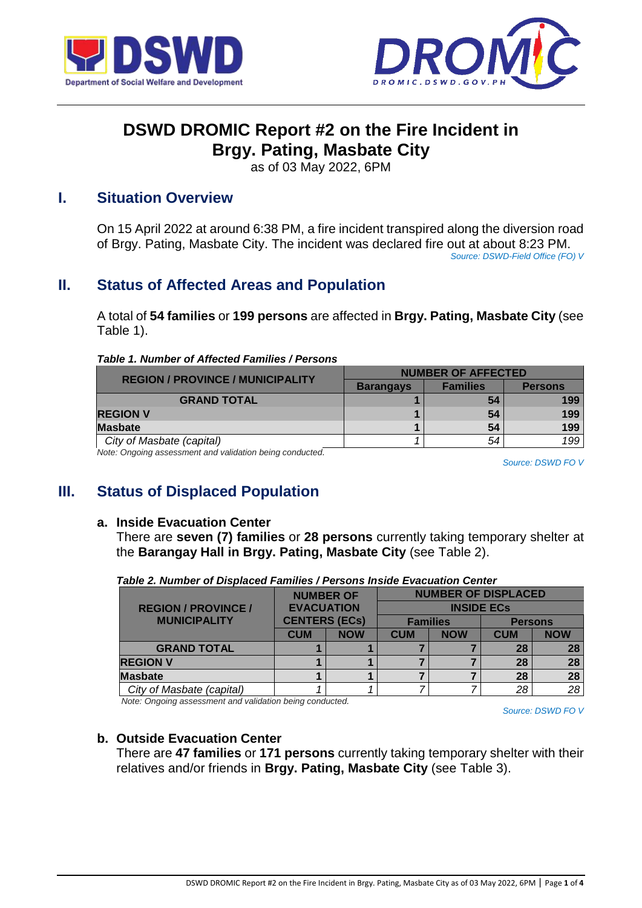# DSWD DROMIC Report #2 on the Fire Incident in Brgy. Pating, Masbate City

as of 03 May 2022, 6PM

## I. Situation Overview

On 15 April 2022 at around 6:38 PM, a fire incident transpired along the diversion road of Brgy. Pating, Masbate City. The incident was declared fire out at about 8:23 PM.

*Source: DSWD-Field Office (FO) V*

## II. Status of Affected Areas and Population

A total of **54 families** or **199 persons** are affected in **Brgy. Pating, Masbate City** (see Table 1).

***Table 1. Number of Affected Families / Persons***

| REGION / PROVINCE / MUNICIPALITY | NUMBER OF AFFECTED | | |
|---|---|---|---|
| | Barangays | Families | Persons |
| **GRAND TOTAL** | **1** | **54** | **199** |
| **REGION V** | **1** | **54** | **199** |
| **Masbate** | **1** | **54** | **199** |
| *City of Masbate (capital)* | *1* | *54* | *199* |

*Note: Ongoing assessment and validation being conducted.*

*Source: DSWD FO V*

## III. Status of Displaced Population

### a. Inside Evacuation Center

There are **seven (7) families** or **28 persons** currently taking temporary shelter at the **Barangay Hall in Brgy. Pating, Masbate City** (see Table 2).

***Table 2. Number of Displaced Families / Persons Inside Evacuation Center***

| REGION / PROVINCE / MUNICIPALITY | NUMBER OF EVACUATION CENTERS (ECs) | | NUMBER OF DISPLACED INSIDE ECs | | | |
|---|---|---|---|---|---|---|
| | | | Families | | Persons | |
| | CUM | NOW | CUM | NOW | CUM | NOW |
| **GRAND TOTAL** | **1** | **1** | **7** | **7** | **28** | **28** |
| **REGION V** | **1** | **1** | **7** | **7** | **28** | **28** |
| **Masbate** | **1** | **1** | **7** | **7** | **28** | **28** |
| *City of Masbate (capital)* | *1* | *1* | *7* | *7* | *28* | *28* |

*Note: Ongoing assessment and validation being conducted.*

*Source: DSWD FO V*

### b. Outside Evacuation Center

There are **47 families** or **171 persons** currently taking temporary shelter with their relatives and/or friends in **Brgy. Pating, Masbate City** (see Table 3).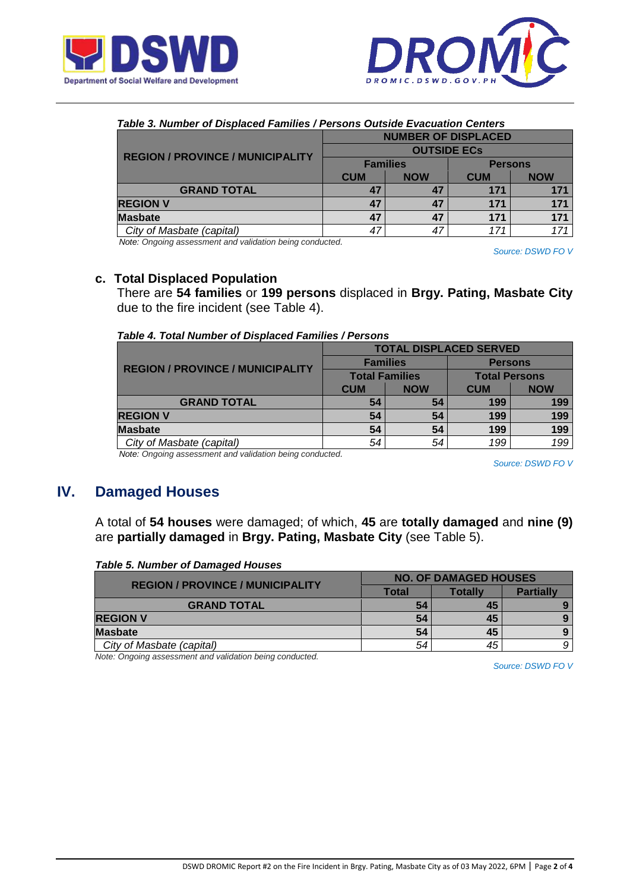*Table 3. Number of Displaced Families / Persons Outside Evacuation Centers*

| REGION / PROVINCE / MUNICIPALITY | NUMBER OF DISPLACED OUTSIDE ECs | | | |
|---|---|---|---|---|
| | Families | | Persons | |
| | CUM | NOW | CUM | NOW |
| **GRAND TOTAL** | **47** | **47** | **171** | **171** |
| **REGION V** | **47** | **47** | **171** | **171** |
| **Masbate** | **47** | **47** | **171** | **171** |
| *City of Masbate (capital)* | *47* | *47* | *171* | *171* |

*Note: Ongoing assessment and validation being conducted.*

*Source: DSWD FO V*

### c. Total Displaced Population

There are **54 families** or **199 persons** displaced in **Brgy. Pating, Masbate City** due to the fire incident (see Table 4).

*Table 4. Total Number of Displaced Families / Persons*

| REGION / PROVINCE / MUNICIPALITY | TOTAL DISPLACED SERVED | | | |
|---|---|---|---|---|
| | Families | | Persons | |
| | Total Families | | Total Persons | |
| | CUM | NOW | CUM | NOW |
| **GRAND TOTAL** | **54** | **54** | **199** | **199** |
| **REGION V** | **54** | **54** | **199** | **199** |
| **Masbate** | **54** | **54** | **199** | **199** |
| *City of Masbate (capital)* | *54* | *54* | *199* | *199* |

*Note: Ongoing assessment and validation being conducted.*

*Source: DSWD FO V*

## IV. Damaged Houses

A total of **54 houses** were damaged; of which, **45** are **totally damaged** and **nine (9)** are **partially damaged** in **Brgy. Pating, Masbate City** (see Table 5).

*Table 5. Number of Damaged Houses*

| REGION / PROVINCE / MUNICIPALITY | NO. OF DAMAGED HOUSES | | |
|---|---|---|---|
| | Total | Totally | Partially |
| **GRAND TOTAL** | **54** | **45** | **9** |
| **REGION V** | **54** | **45** | **9** |
| **Masbate** | **54** | **45** | **9** |
| *City of Masbate (capital)* | *54* | *45* | *9* |

*Note: Ongoing assessment and validation being conducted.*

*Source: DSWD FO V*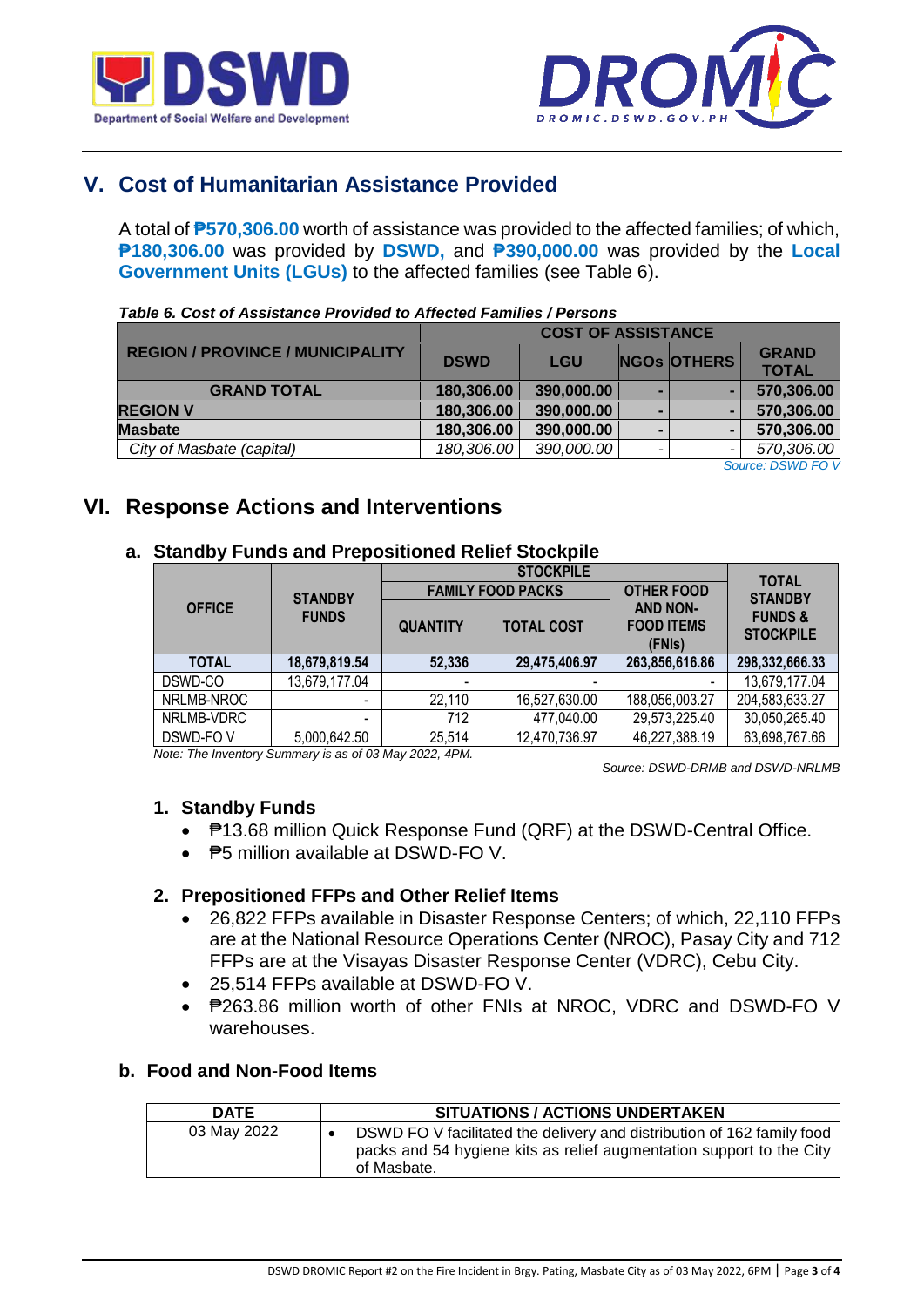## V. Cost of Humanitarian Assistance Provided

A total of **₱570,306.00** worth of assistance was provided to the affected families; of which, **₱180,306.00** was provided by **DSWD,** and **₱390,000.00** was provided by the **Local Government Units (LGUs)** to the affected families (see Table 6).

***Table 6. Cost of Assistance Provided to Affected Families / Persons***

| REGION / PROVINCE / MUNICIPALITY | COST OF ASSISTANCE | | | | |
|---|---|---|---|---|---|
| | DSWD | LGU | NGOs | OTHERS | GRAND TOTAL |
| **GRAND TOTAL** | **180,306.00** | **390,000.00** | **-** | **-** | **570,306.00** |
| **REGION V** | **180,306.00** | **390,000.00** | **-** | **-** | **570,306.00** |
| **Masbate** | **180,306.00** | **390,000.00** | **-** | **-** | **570,306.00** |
| *City of Masbate (capital)* | *180,306.00* | *390,000.00* | - | - | *570,306.00* |

*Source: DSWD FO V*

## VI. Response Actions and Interventions

### a. Standby Funds and Prepositioned Relief Stockpile

| OFFICE | STANDBY FUNDS | STOCKPILE | | | TOTAL STANDBY FUNDS & STOCKPILE |
|---|---|---|---|---|---|
| | | FAMILY FOOD PACKS | | OTHER FOOD AND NON-FOOD ITEMS (FNIs) | |
| | | QUANTITY | TOTAL COST | | |
| **TOTAL** | **18,679,819.54** | **52,336** | **29,475,406.97** | **263,856,616.86** | **298,332,666.33** |
| DSWD-CO | 13,679,177.04 | - | - | - | 13,679,177.04 |
| NRLMB-NROC | - | 22,110 | 16,527,630.00 | 188,056,003.27 | 204,583,633.27 |
| NRLMB-VDRC | - | 712 | 477,040.00 | 29,573,225.40 | 30,050,265.40 |
| DSWD-FO V | 5,000,642.50 | 25,514 | 12,470,736.97 | 46,227,388.19 | 63,698,767.66 |

*Note: The Inventory Summary is as of 03 May 2022, 4PM.*

*Source: DSWD-DRMB and DSWD-NRLMB*

#### 1. Standby Funds

- ₱13.68 million Quick Response Fund (QRF) at the DSWD-Central Office.
- ₱5 million available at DSWD-FO V.

#### 2. Prepositioned FFPs and Other Relief Items

- 26,822 FFPs available in Disaster Response Centers; of which, 22,110 FFPs are at the National Resource Operations Center (NROC), Pasay City and 712 FFPs are at the Visayas Disaster Response Center (VDRC), Cebu City.
- 25,514 FFPs available at DSWD-FO V.
- ₱263.86 million worth of other FNIs at NROC, VDRC and DSWD-FO V warehouses.

### b. Food and Non-Food Items

| DATE | SITUATIONS / ACTIONS UNDERTAKEN |
|---|---|
| 03 May 2022 | • DSWD FO V facilitated the delivery and distribution of 162 family food packs and 54 hygiene kits as relief augmentation support to the City of Masbate. |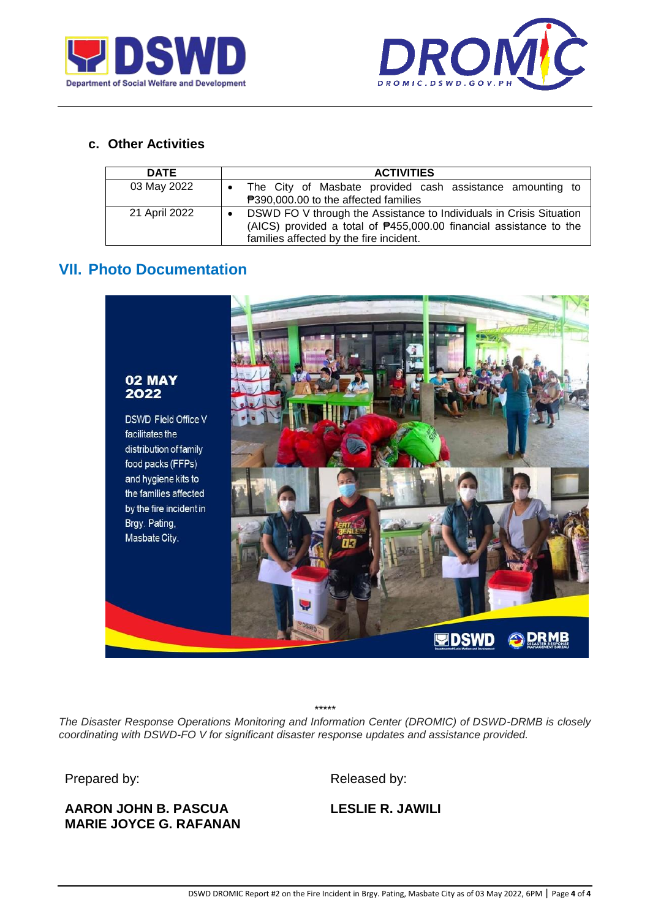### c. Other Activities

| DATE | ACTIVITIES |
| --- | --- |
| 03 May 2022 | • The City of Masbate provided cash assistance amounting to ₱390,000.00 to the affected families |
| 21 April 2022 | • DSWD FO V through the Assistance to Individuals in Crisis Situation (AICS) provided a total of ₱455,000.00 financial assistance to the families affected by the fire incident. |

## VII. Photo Documentation

**02 MAY 2022**

DSWD Field Office V facilitates the distribution of family food packs (FFPs) and hygiene kits to the families affected by the fire incident in Brgy. Pating, Masbate City.

*****

*The Disaster Response Operations Monitoring and Information Center (DROMIC) of DSWD-DRMB is closely coordinating with DSWD-FO V for significant disaster response updates and assistance provided.*

Prepared by:

**AARON JOHN B. PASCUA**
**MARIE JOYCE G. RAFANAN**

Released by:

**LESLIE R. JAWILI**